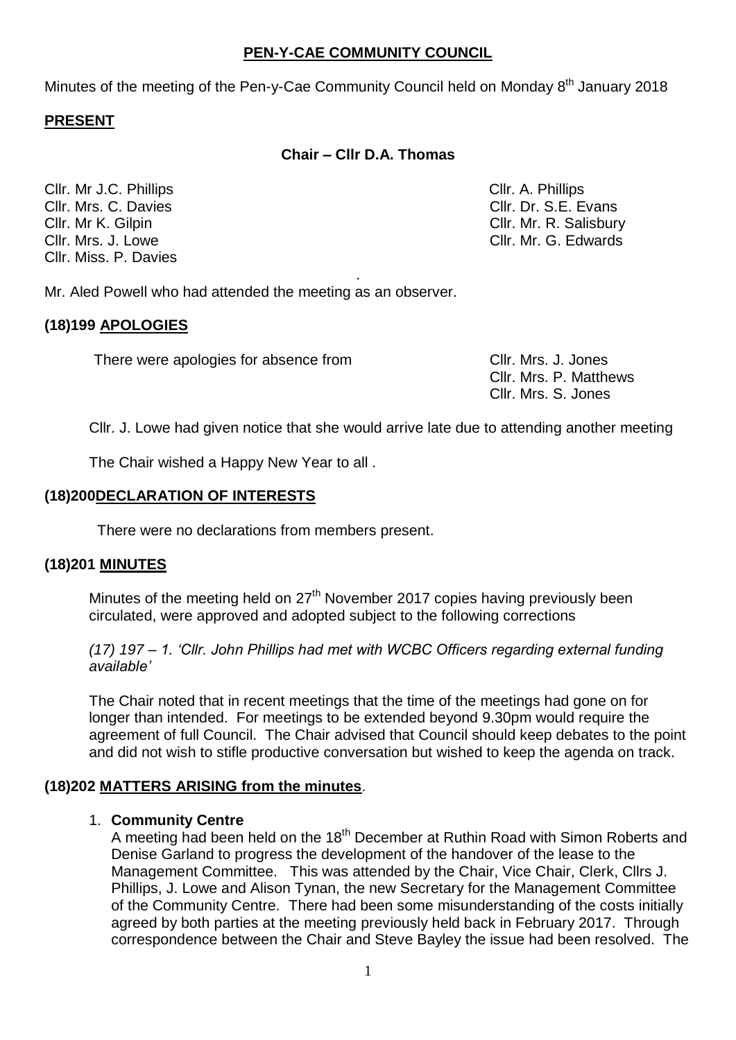# PEN-Y-CAE COMMUNITY COUNCIL

Minutes of the meeting of the Pen-y-Cae Community Council held on Monday 8th January 2018

## PRESENT

**Chair – Cllr D.A. Thomas**

Cllr. Mr J.C. Phillips
Cllr. Mrs. C. Davies
Cllr. Mr K. Gilpin
Cllr. Mrs. J. Lowe
Cllr. Miss. P. Davies
Cllr. A. Phillips
Cllr. Dr. S.E. Evans
Cllr. Mr. R. Salisbury
Cllr. Mr. G. Edwards

Mr. Aled Powell who had attended the meeting as an observer.

## (18)199 APOLOGIES

There were apologies for absence from Cllr. Mrs. J. Jones, Cllr. Mrs. P. Matthews, Cllr. Mrs. S. Jones

Cllr. J. Lowe had given notice that she would arrive late due to attending another meeting

The Chair wished a Happy New Year to all .

## (18)200 DECLARATION OF INTERESTS

There were no declarations from members present.

## (18)201 MINUTES

Minutes of the meeting held on 27th November 2017 copies having previously been circulated, were approved and adopted subject to the following corrections

*(17) 197 – 1. 'Cllr. John Phillips had met with WCBC Officers regarding external funding available'*

The Chair noted that in recent meetings that the time of the meetings had gone on for longer than intended. For meetings to be extended beyond 9.30pm would require the agreement of full Council. The Chair advised that Council should keep debates to the point and did not wish to stifle productive conversation but wished to keep the agenda on track.

## (18)202 MATTERS ARISING from the minutes.

1. **Community Centre**
   A meeting had been held on the 18th December at Ruthin Road with Simon Roberts and Denise Garland to progress the development of the handover of the lease to the Management Committee. This was attended by the Chair, Vice Chair, Clerk, Cllrs J. Phillips, J. Lowe and Alison Tynan, the new Secretary for the Management Committee of the Community Centre. There had been some misunderstanding of the costs initially agreed by both parties at the meeting previously held back in February 2017. Through correspondence between the Chair and Steve Bayley the issue had been resolved. The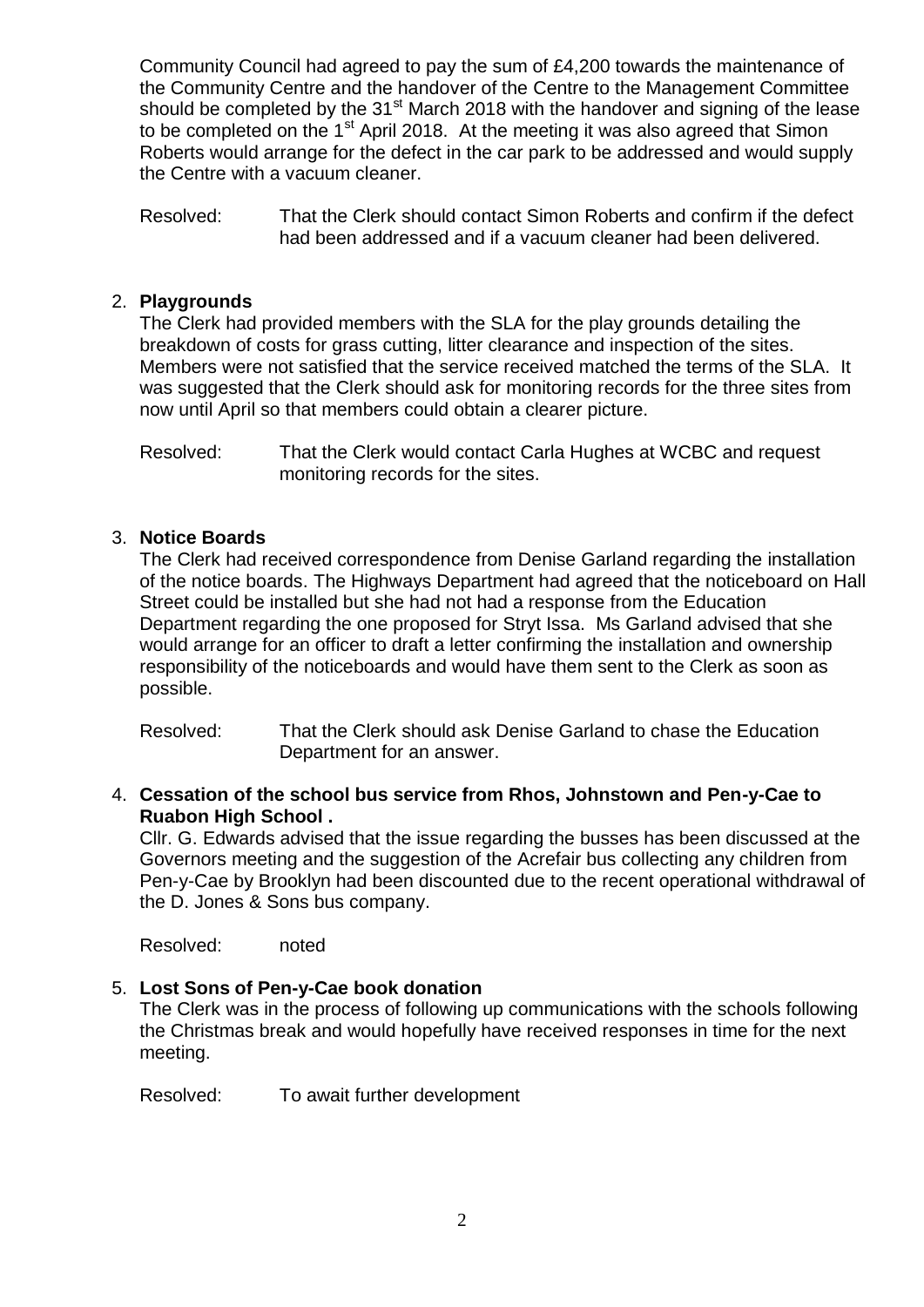Community Council had agreed to pay the sum of £4,200 towards the maintenance of the Community Centre and the handover of the Centre to the Management Committee should be completed by the 31st March 2018 with the handover and signing of the lease to be completed on the 1st April 2018. At the meeting it was also agreed that Simon Roberts would arrange for the defect in the car park to be addressed and would supply the Centre with a vacuum cleaner.

Resolved: That the Clerk should contact Simon Roberts and confirm if the defect had been addressed and if a vacuum cleaner had been delivered.

2. **Playgrounds**

The Clerk had provided members with the SLA for the play grounds detailing the breakdown of costs for grass cutting, litter clearance and inspection of the sites. Members were not satisfied that the service received matched the terms of the SLA. It was suggested that the Clerk should ask for monitoring records for the three sites from now until April so that members could obtain a clearer picture.

Resolved: That the Clerk would contact Carla Hughes at WCBC and request monitoring records for the sites.

3. **Notice Boards**

The Clerk had received correspondence from Denise Garland regarding the installation of the notice boards. The Highways Department had agreed that the noticeboard on Hall Street could be installed but she had not had a response from the Education Department regarding the one proposed for Stryt Issa. Ms Garland advised that she would arrange for an officer to draft a letter confirming the installation and ownership responsibility of the noticeboards and would have them sent to the Clerk as soon as possible.

Resolved: That the Clerk should ask Denise Garland to chase the Education Department for an answer.

4. **Cessation of the school bus service from Rhos, Johnstown and Pen-y-Cae to Ruabon High School .**

Cllr. G. Edwards advised that the issue regarding the busses has been discussed at the Governors meeting and the suggestion of the Acrefair bus collecting any children from Pen-y-Cae by Brooklyn had been discounted due to the recent operational withdrawal of the D. Jones & Sons bus company.

Resolved: noted

5. **Lost Sons of Pen-y-Cae book donation**

The Clerk was in the process of following up communications with the schools following the Christmas break and would hopefully have received responses in time for the next meeting.

Resolved: To await further development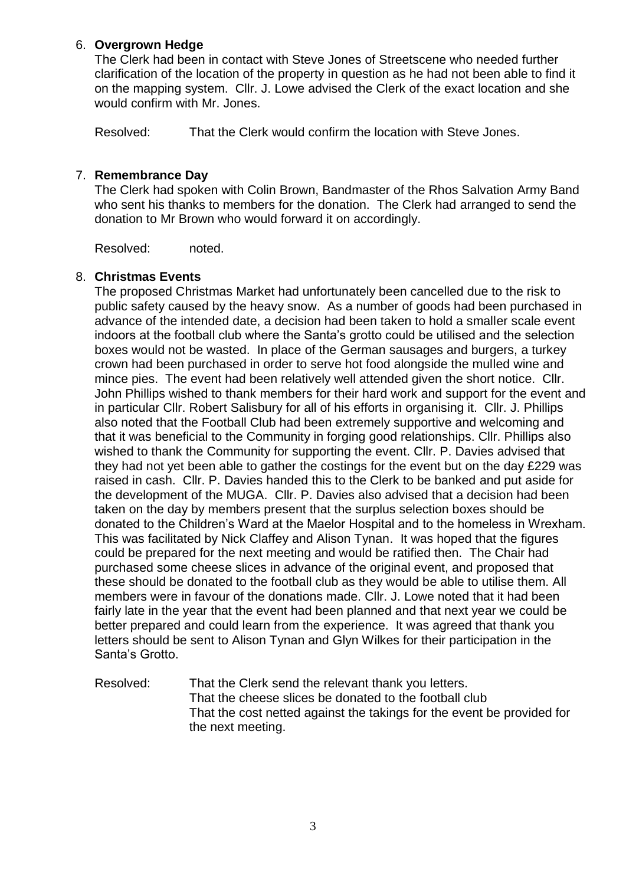6. **Overgrown Hedge**

   The Clerk had been in contact with Steve Jones of Streetscene who needed further clarification of the location of the property in question as he had not been able to find it on the mapping system. Cllr. J. Lowe advised the Clerk of the exact location and she would confirm with Mr. Jones.

   Resolved: That the Clerk would confirm the location with Steve Jones.

7. **Remembrance Day**

   The Clerk had spoken with Colin Brown, Bandmaster of the Rhos Salvation Army Band who sent his thanks to members for the donation. The Clerk had arranged to send the donation to Mr Brown who would forward it on accordingly.

   Resolved: noted.

8. **Christmas Events**

   The proposed Christmas Market had unfortunately been cancelled due to the risk to public safety caused by the heavy snow. As a number of goods had been purchased in advance of the intended date, a decision had been taken to hold a smaller scale event indoors at the football club where the Santa's grotto could be utilised and the selection boxes would not be wasted. In place of the German sausages and burgers, a turkey crown had been purchased in order to serve hot food alongside the mulled wine and mince pies. The event had been relatively well attended given the short notice. Cllr. John Phillips wished to thank members for their hard work and support for the event and in particular Cllr. Robert Salisbury for all of his efforts in organising it. Cllr. J. Phillips also noted that the Football Club had been extremely supportive and welcoming and that it was beneficial to the Community in forging good relationships. Cllr. Phillips also wished to thank the Community for supporting the event. Cllr. P. Davies advised that they had not yet been able to gather the costings for the event but on the day £229 was raised in cash. Cllr. P. Davies handed this to the Clerk to be banked and put aside for the development of the MUGA. Cllr. P. Davies also advised that a decision had been taken on the day by members present that the surplus selection boxes should be donated to the Children's Ward at the Maelor Hospital and to the homeless in Wrexham. This was facilitated by Nick Claffey and Alison Tynan. It was hoped that the figures could be prepared for the next meeting and would be ratified then. The Chair had purchased some cheese slices in advance of the original event, and proposed that these should be donated to the football club as they would be able to utilise them. All members were in favour of the donations made. Cllr. J. Lowe noted that it had been fairly late in the year that the event had been planned and that next year we could be better prepared and could learn from the experience. It was agreed that thank you letters should be sent to Alison Tynan and Glyn Wilkes for their participation in the Santa's Grotto.

   Resolved: That the Clerk send the relevant thank you letters.
   That the cheese slices be donated to the football club
   That the cost netted against the takings for the event be provided for the next meeting.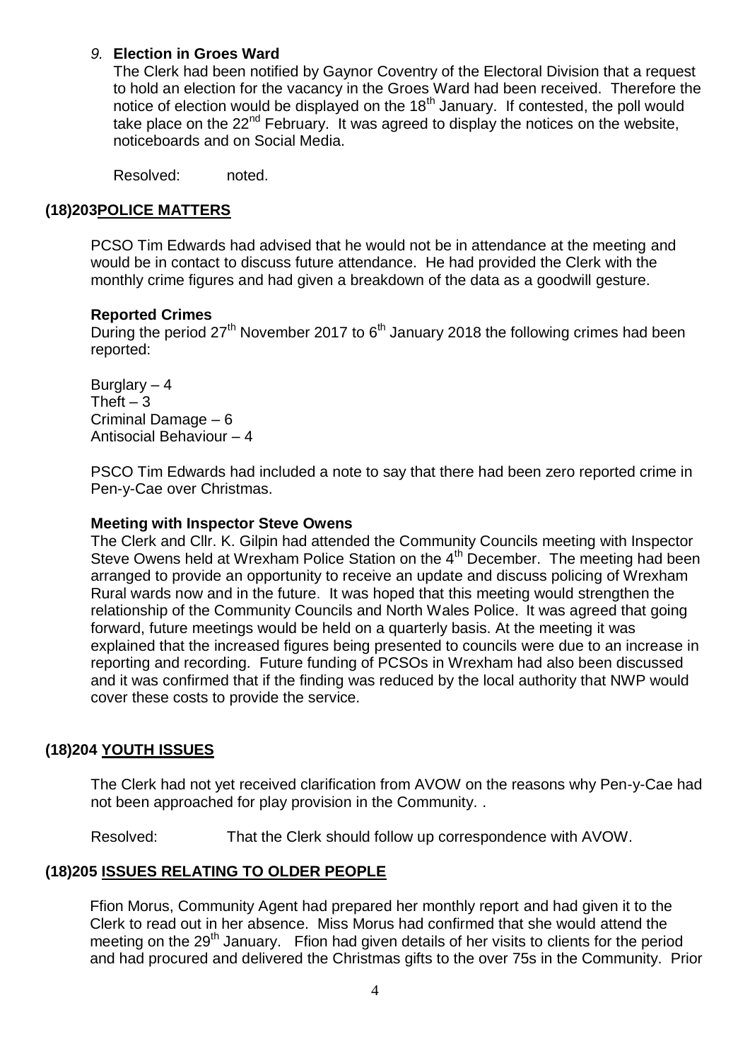9. **Election in Groes Ward**

   The Clerk had been notified by Gaynor Coventry of the Electoral Division that a request to hold an election for the vacancy in the Groes Ward had been received. Therefore the notice of election would be displayed on the 18th January. If contested, the poll would take place on the 22nd February. It was agreed to display the notices on the website, noticeboards and on Social Media.

   Resolved: noted.

## (18)203 POLICE MATTERS

PCSO Tim Edwards had advised that he would not be in attendance at the meeting and would be in contact to discuss future attendance. He had provided the Clerk with the monthly crime figures and had given a breakdown of the data as a goodwill gesture.

**Reported Crimes**

During the period 27th November 2017 to 6th January 2018 the following crimes had been reported:

Burglary – 4
Theft – 3
Criminal Damage – 6
Antisocial Behaviour – 4

PSCO Tim Edwards had included a note to say that there had been zero reported crime in Pen-y-Cae over Christmas.

**Meeting with Inspector Steve Owens**

The Clerk and Cllr. K. Gilpin had attended the Community Councils meeting with Inspector Steve Owens held at Wrexham Police Station on the 4th December. The meeting had been arranged to provide an opportunity to receive an update and discuss policing of Wrexham Rural wards now and in the future. It was hoped that this meeting would strengthen the relationship of the Community Councils and North Wales Police. It was agreed that going forward, future meetings would be held on a quarterly basis. At the meeting it was explained that the increased figures being presented to councils were due to an increase in reporting and recording. Future funding of PCSOs in Wrexham had also been discussed and it was confirmed that if the finding was reduced by the local authority that NWP would cover these costs to provide the service.

## (18)204 YOUTH ISSUES

The Clerk had not yet received clarification from AVOW on the reasons why Pen-y-Cae had not been approached for play provision in the Community. .

Resolved: That the Clerk should follow up correspondence with AVOW.

## (18)205 ISSUES RELATING TO OLDER PEOPLE

Ffion Morus, Community Agent had prepared her monthly report and had given it to the Clerk to read out in her absence. Miss Morus had confirmed that she would attend the meeting on the 29th January. Ffion had given details of her visits to clients for the period and had procured and delivered the Christmas gifts to the over 75s in the Community. Prior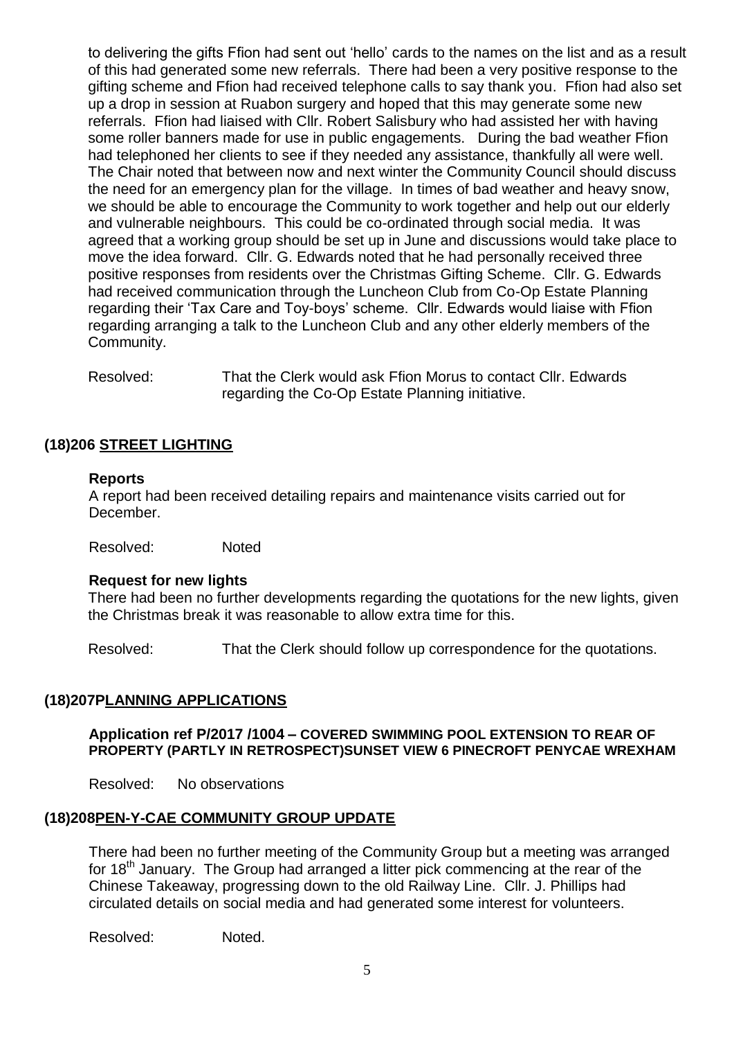to delivering the gifts Ffion had sent out 'hello' cards to the names on the list and as a result of this had generated some new referrals. There had been a very positive response to the gifting scheme and Ffion had received telephone calls to say thank you. Ffion had also set up a drop in session at Ruabon surgery and hoped that this may generate some new referrals. Ffion had liaised with Cllr. Robert Salisbury who had assisted her with having some roller banners made for use in public engagements. During the bad weather Ffion had telephoned her clients to see if they needed any assistance, thankfully all were well. The Chair noted that between now and next winter the Community Council should discuss the need for an emergency plan for the village. In times of bad weather and heavy snow, we should be able to encourage the Community to work together and help out our elderly and vulnerable neighbours. This could be co-ordinated through social media. It was agreed that a working group should be set up in June and discussions would take place to move the idea forward. Cllr. G. Edwards noted that he had personally received three positive responses from residents over the Christmas Gifting Scheme. Cllr. G. Edwards had received communication through the Luncheon Club from Co-Op Estate Planning regarding their 'Tax Care and Toy-boys' scheme. Cllr. Edwards would liaise with Ffion regarding arranging a talk to the Luncheon Club and any other elderly members of the Community.

Resolved: That the Clerk would ask Ffion Morus to contact Cllr. Edwards regarding the Co-Op Estate Planning initiative.

## (18)206 STREET LIGHTING

**Reports**

A report had been received detailing repairs and maintenance visits carried out for December.

Resolved: Noted

**Request for new lights**

There had been no further developments regarding the quotations for the new lights, given the Christmas break it was reasonable to allow extra time for this.

Resolved: That the Clerk should follow up correspondence for the quotations.

## (18)207PLANNING APPLICATIONS

**Application ref P/2017 /1004 – COVERED SWIMMING POOL EXTENSION TO REAR OF PROPERTY (PARTLY IN RETROSPECT)SUNSET VIEW 6 PINECROFT PENYCAE WREXHAM**

Resolved: No observations

## (18)208PEN-Y-CAE COMMUNITY GROUP UPDATE

There had been no further meeting of the Community Group but a meeting was arranged for 18th January. The Group had arranged a litter pick commencing at the rear of the Chinese Takeaway, progressing down to the old Railway Line. Cllr. J. Phillips had circulated details on social media and had generated some interest for volunteers.

Resolved: Noted.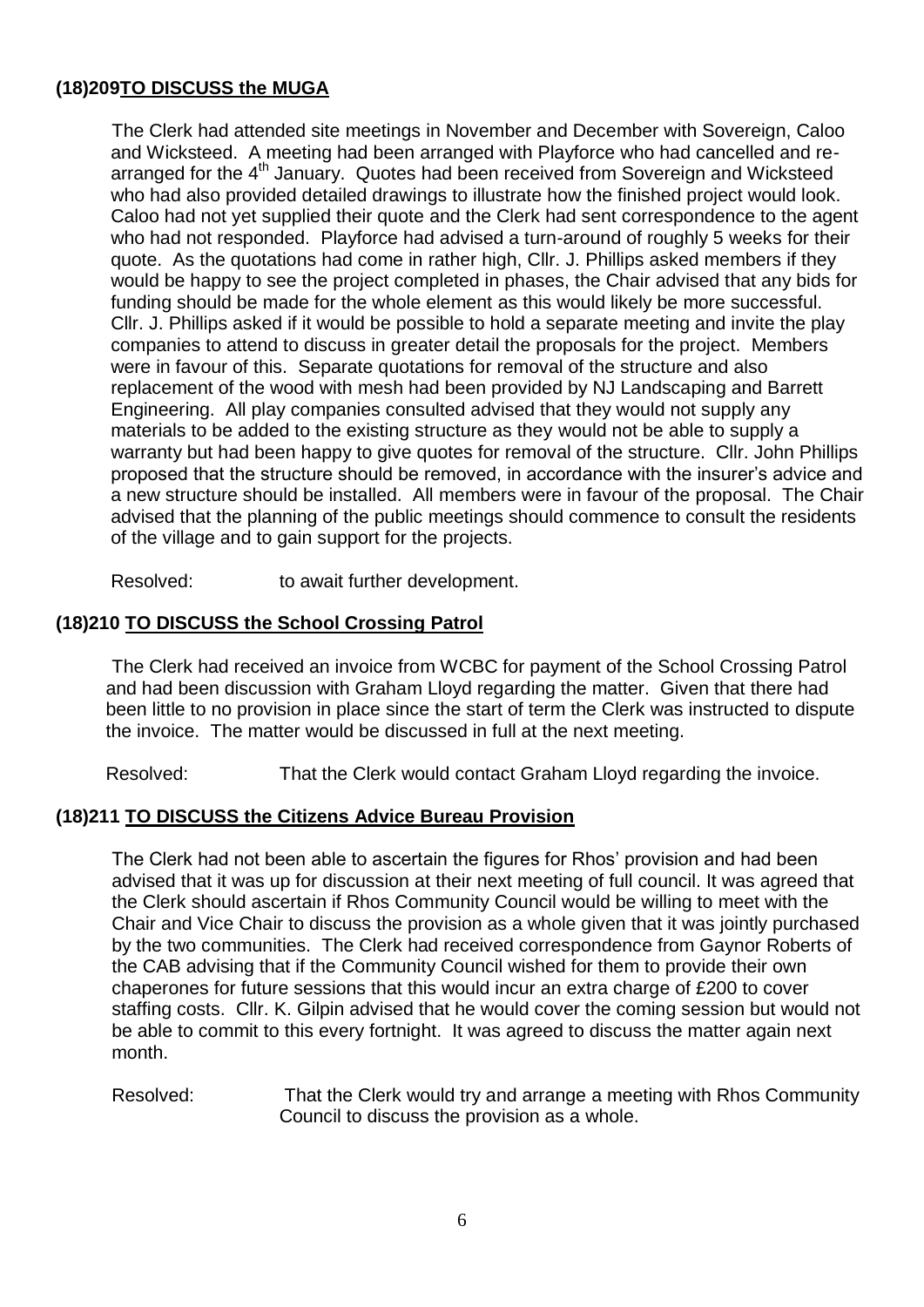### (18)209 TO DISCUSS the MUGA

The Clerk had attended site meetings in November and December with Sovereign, Caloo and Wicksteed. A meeting had been arranged with Playforce who had cancelled and re-arranged for the 4th January. Quotes had been received from Sovereign and Wicksteed who had also provided detailed drawings to illustrate how the finished project would look. Caloo had not yet supplied their quote and the Clerk had sent correspondence to the agent who had not responded. Playforce had advised a turn-around of roughly 5 weeks for their quote. As the quotations had come in rather high, Cllr. J. Phillips asked members if they would be happy to see the project completed in phases, the Chair advised that any bids for funding should be made for the whole element as this would likely be more successful. Cllr. J. Phillips asked if it would be possible to hold a separate meeting and invite the play companies to attend to discuss in greater detail the proposals for the project. Members were in favour of this. Separate quotations for removal of the structure and also replacement of the wood with mesh had been provided by NJ Landscaping and Barrett Engineering. All play companies consulted advised that they would not supply any materials to be added to the existing structure as they would not be able to supply a warranty but had been happy to give quotes for removal of the structure. Cllr. John Phillips proposed that the structure should be removed, in accordance with the insurer's advice and a new structure should be installed. All members were in favour of the proposal. The Chair advised that the planning of the public meetings should commence to consult the residents of the village and to gain support for the projects.

Resolved: to await further development.

### (18)210 TO DISCUSS the School Crossing Patrol

The Clerk had received an invoice from WCBC for payment of the School Crossing Patrol and had been discussion with Graham Lloyd regarding the matter. Given that there had been little to no provision in place since the start of term the Clerk was instructed to dispute the invoice. The matter would be discussed in full at the next meeting.

Resolved: That the Clerk would contact Graham Lloyd regarding the invoice.

### (18)211 TO DISCUSS the Citizens Advice Bureau Provision

The Clerk had not been able to ascertain the figures for Rhos' provision and had been advised that it was up for discussion at their next meeting of full council. It was agreed that the Clerk should ascertain if Rhos Community Council would be willing to meet with the Chair and Vice Chair to discuss the provision as a whole given that it was jointly purchased by the two communities. The Clerk had received correspondence from Gaynor Roberts of the CAB advising that if the Community Council wished for them to provide their own chaperones for future sessions that this would incur an extra charge of £200 to cover staffing costs. Cllr. K. Gilpin advised that he would cover the coming session but would not be able to commit to this every fortnight. It was agreed to discuss the matter again next month.

Resolved: That the Clerk would try and arrange a meeting with Rhos Community Council to discuss the provision as a whole.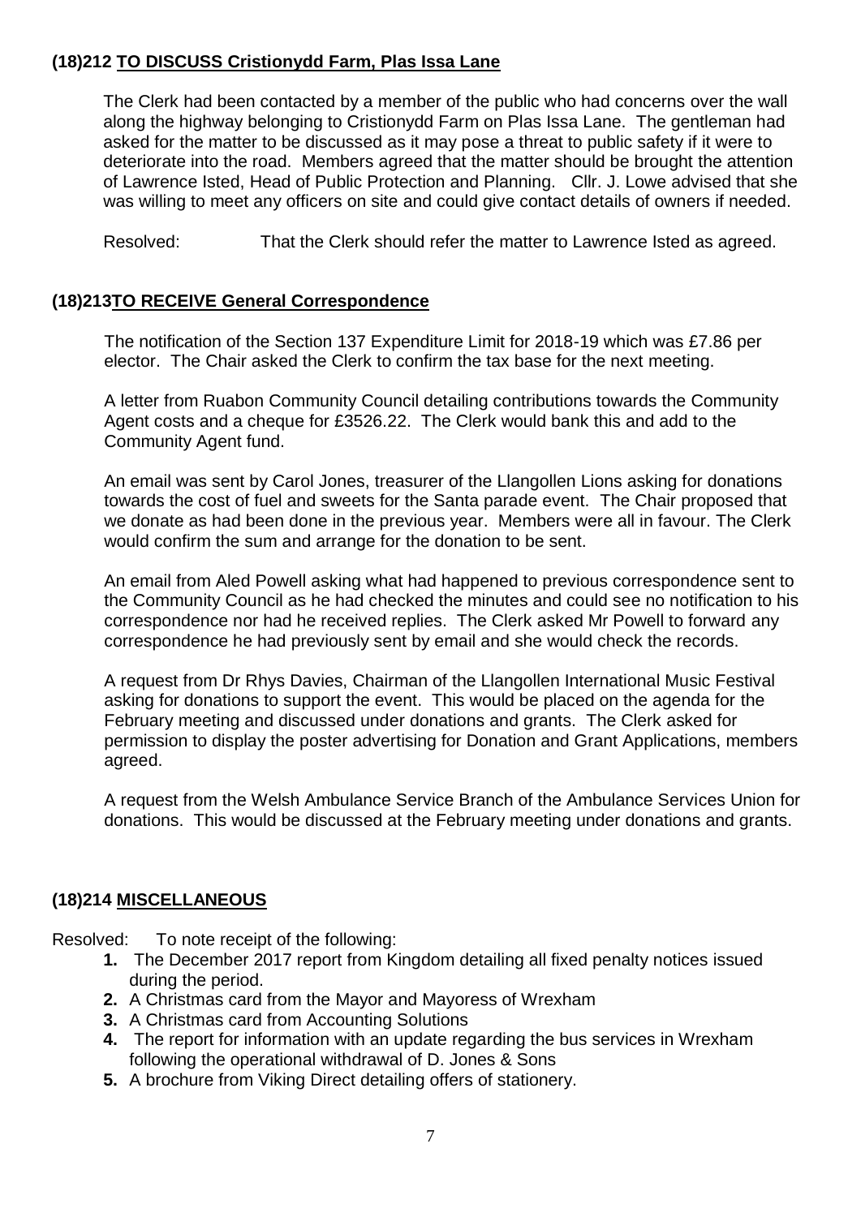## (18)212 TO DISCUSS Cristionydd Farm, Plas Issa Lane

The Clerk had been contacted by a member of the public who had concerns over the wall along the highway belonging to Cristionydd Farm on Plas Issa Lane. The gentleman had asked for the matter to be discussed as it may pose a threat to public safety if it were to deteriorate into the road. Members agreed that the matter should be brought the attention of Lawrence Isted, Head of Public Protection and Planning. Cllr. J. Lowe advised that she was willing to meet any officers on site and could give contact details of owners if needed.

Resolved: That the Clerk should refer the matter to Lawrence Isted as agreed.

## (18)213TO RECEIVE General Correspondence

The notification of the Section 137 Expenditure Limit for 2018-19 which was £7.86 per elector. The Chair asked the Clerk to confirm the tax base for the next meeting.

A letter from Ruabon Community Council detailing contributions towards the Community Agent costs and a cheque for £3526.22. The Clerk would bank this and add to the Community Agent fund.

An email was sent by Carol Jones, treasurer of the Llangollen Lions asking for donations towards the cost of fuel and sweets for the Santa parade event. The Chair proposed that we donate as had been done in the previous year. Members were all in favour. The Clerk would confirm the sum and arrange for the donation to be sent.

An email from Aled Powell asking what had happened to previous correspondence sent to the Community Council as he had checked the minutes and could see no notification to his correspondence nor had he received replies. The Clerk asked Mr Powell to forward any correspondence he had previously sent by email and she would check the records.

A request from Dr Rhys Davies, Chairman of the Llangollen International Music Festival asking for donations to support the event. This would be placed on the agenda for the February meeting and discussed under donations and grants. The Clerk asked for permission to display the poster advertising for Donation and Grant Applications, members agreed.

A request from the Welsh Ambulance Service Branch of the Ambulance Services Union for donations. This would be discussed at the February meeting under donations and grants.

## (18)214 MISCELLANEOUS

Resolved: To note receipt of the following:

1. The December 2017 report from Kingdom detailing all fixed penalty notices issued during the period.
2. A Christmas card from the Mayor and Mayoress of Wrexham
3. A Christmas card from Accounting Solutions
4. The report for information with an update regarding the bus services in Wrexham following the operational withdrawal of D. Jones & Sons
5. A brochure from Viking Direct detailing offers of stationery.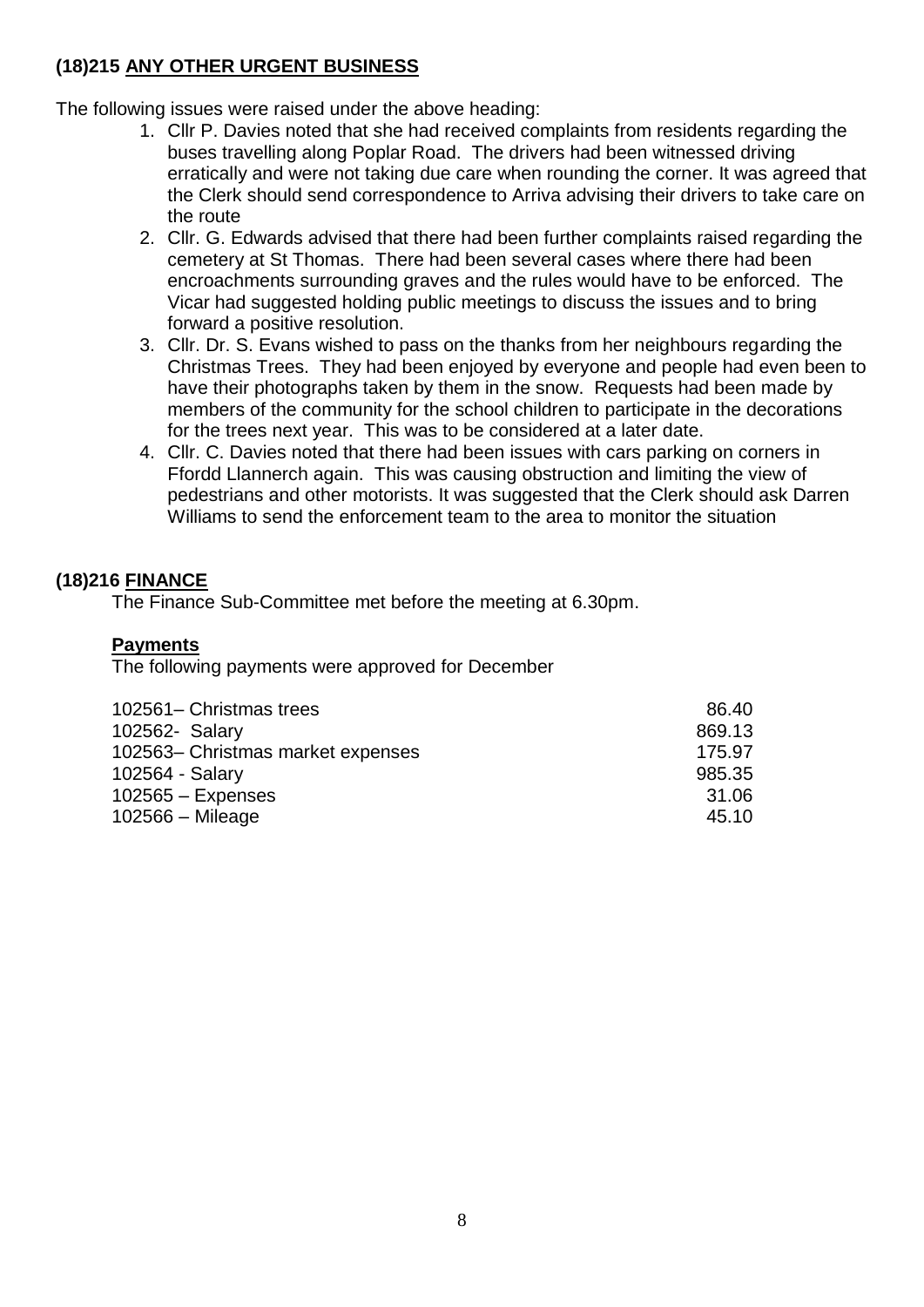### (18)215 ANY OTHER URGENT BUSINESS

The following issues were raised under the above heading:

1. Cllr P. Davies noted that she had received complaints from residents regarding the buses travelling along Poplar Road. The drivers had been witnessed driving erratically and were not taking due care when rounding the corner. It was agreed that the Clerk should send correspondence to Arriva advising their drivers to take care on the route
2. Cllr. G. Edwards advised that there had been further complaints raised regarding the cemetery at St Thomas. There had been several cases where there had been encroachments surrounding graves and the rules would have to be enforced. The Vicar had suggested holding public meetings to discuss the issues and to bring forward a positive resolution.
3. Cllr. Dr. S. Evans wished to pass on the thanks from her neighbours regarding the Christmas Trees. They had been enjoyed by everyone and people had even been to have their photographs taken by them in the snow. Requests had been made by members of the community for the school children to participate in the decorations for the trees next year. This was to be considered at a later date.
4. Cllr. C. Davies noted that there had been issues with cars parking on corners in Ffordd Llannerch again. This was causing obstruction and limiting the view of pedestrians and other motorists. It was suggested that the Clerk should ask Darren Williams to send the enforcement team to the area to monitor the situation

### (18)216 FINANCE

The Finance Sub-Committee met before the meeting at 6.30pm.

**Payments**

The following payments were approved for December

| | |
|---|---|
| 102561– Christmas trees | 86.40 |
| 102562- Salary | 869.13 |
| 102563– Christmas market expenses | 175.97 |
| 102564 - Salary | 985.35 |
| 102565 – Expenses | 31.06 |
| 102566 – Mileage | 45.10 |